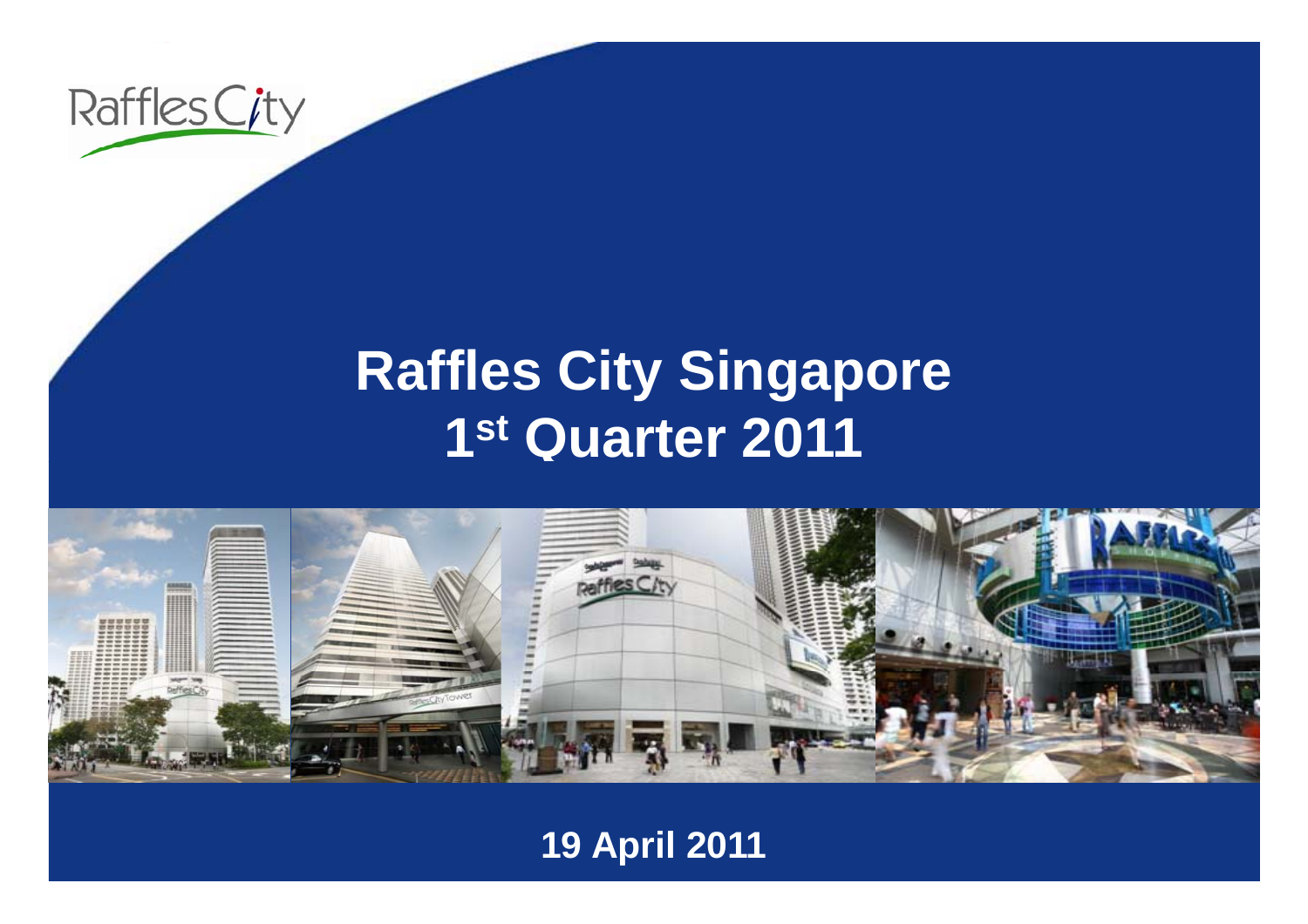Raffles City

# Raffles City Singapore
# 1st Quarter 2011

**19 April 2011**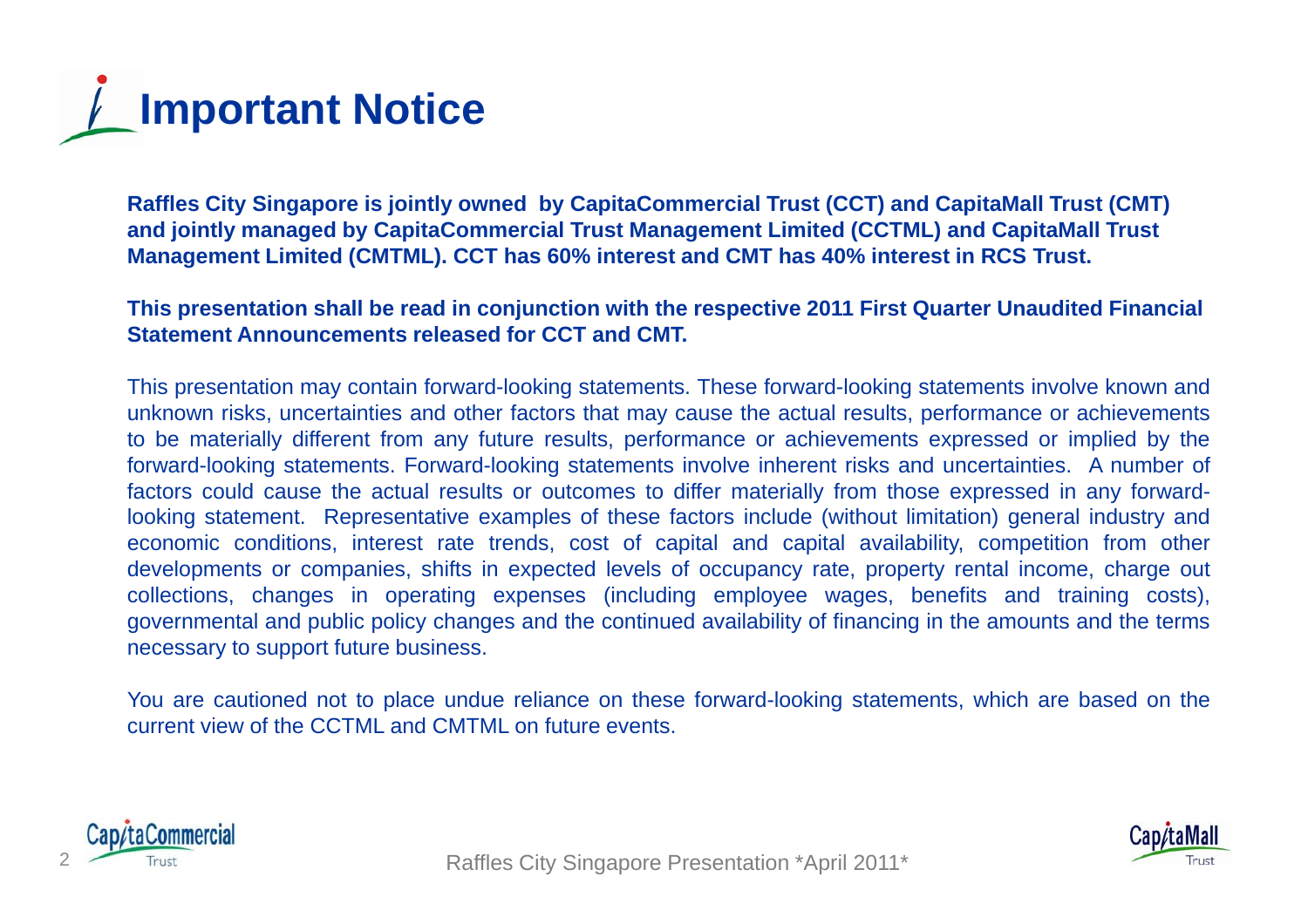# Important Notice

**Raffles City Singapore is jointly owned by CapitaCommercial Trust (CCT) and CapitaMall Trust (CMT) and jointly managed by CapitaCommercial Trust Management Limited (CCTML) and CapitaMall Trust Management Limited (CMTML). CCT has 60% interest and CMT has 40% interest in RCS Trust.**

**This presentation shall be read in conjunction with the respective 2011 First Quarter Unaudited Financial Statement Announcements released for CCT and CMT.**

This presentation may contain forward-looking statements. These forward-looking statements involve known and unknown risks, uncertainties and other factors that may cause the actual results, performance or achievements to be materially different from any future results, performance or achievements expressed or implied by the forward-looking statements. Forward-looking statements involve inherent risks and uncertainties. A number of factors could cause the actual results or outcomes to differ materially from those expressed in any forward-looking statement. Representative examples of these factors include (without limitation) general industry and economic conditions, interest rate trends, cost of capital and capital availability, competition from other developments or companies, shifts in expected levels of occupancy rate, property rental income, charge out collections, changes in operating expenses (including employee wages, benefits and training costs), governmental and public policy changes and the continued availability of financing in the amounts and the terms necessary to support future business.

You are cautioned not to place undue reliance on these forward-looking statements, which are based on the current view of the CCTML and CMTML on future events.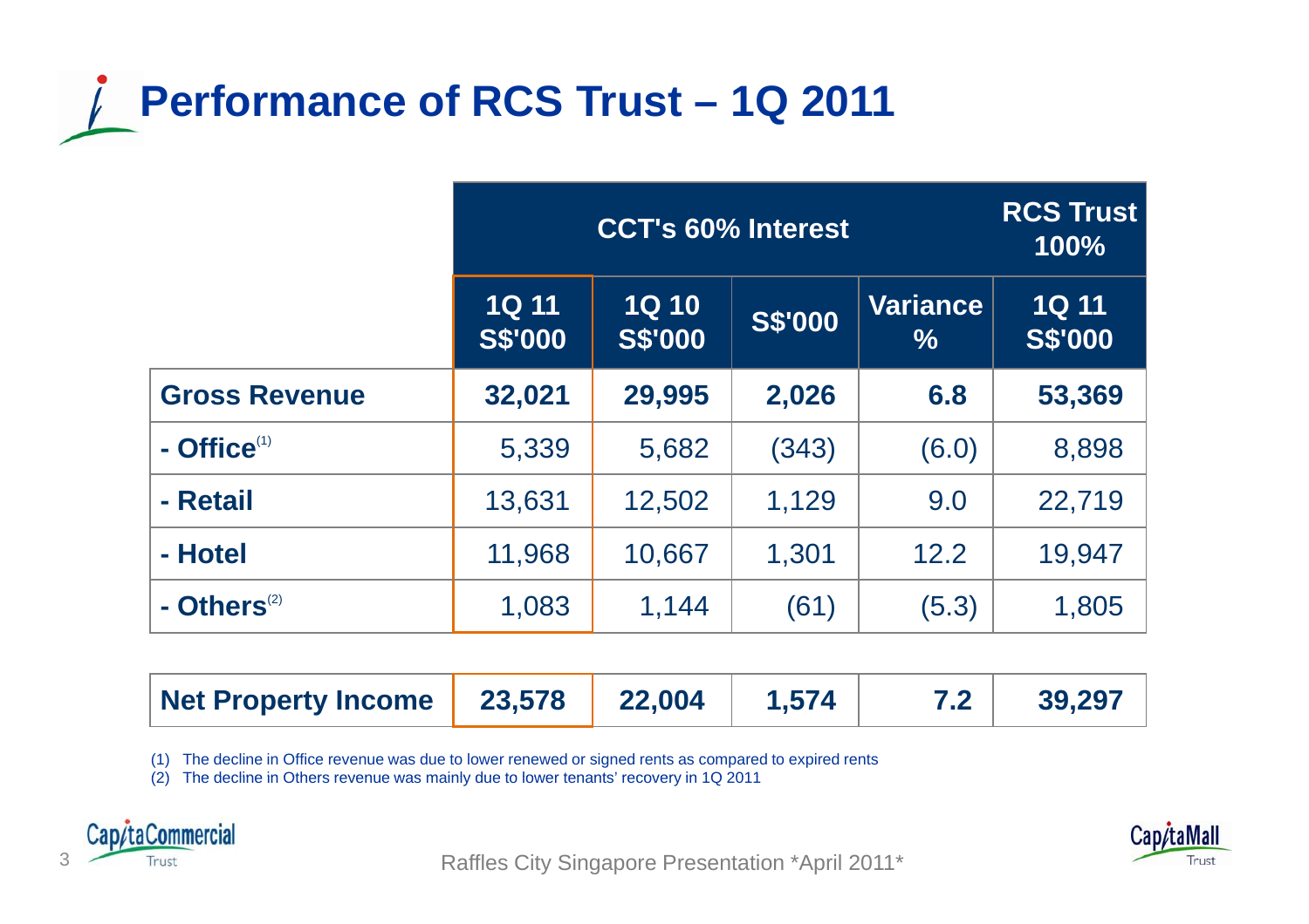# Performance of RCS Trust – 1Q 2011

| | CCT's 60% Interest | | | | RCS Trust 100% |
|---|---|---|---|---|---|
| | 1Q 11 S$'000 | 1Q 10 S$'000 | S$'000 | Variance % | 1Q 11 S$'000 |
| **Gross Revenue** | **32,021** | **29,995** | **2,026** | **6.8** | **53,369** |
| **- Office**[1] | 5,339 | 5,682 | (343) | (6.0) | 8,898 |
| **- Retail** | 13,631 | 12,502 | 1,129 | 9.0 | 22,719 |
| **- Hotel** | 11,968 | 10,667 | 1,301 | 12.2 | 19,947 |
| **- Others**[2] | 1,083 | 1,144 | (61) | (5.3) | 1,805 |
| **Net Property Income** | **23,578** | **22,004** | **1,574** | **7.2** | **39,297** |

(1) The decline in Office revenue was due to lower renewed or signed rents as compared to expired rents

(2) The decline in Others revenue was mainly due to lower tenants' recovery in 1Q 2011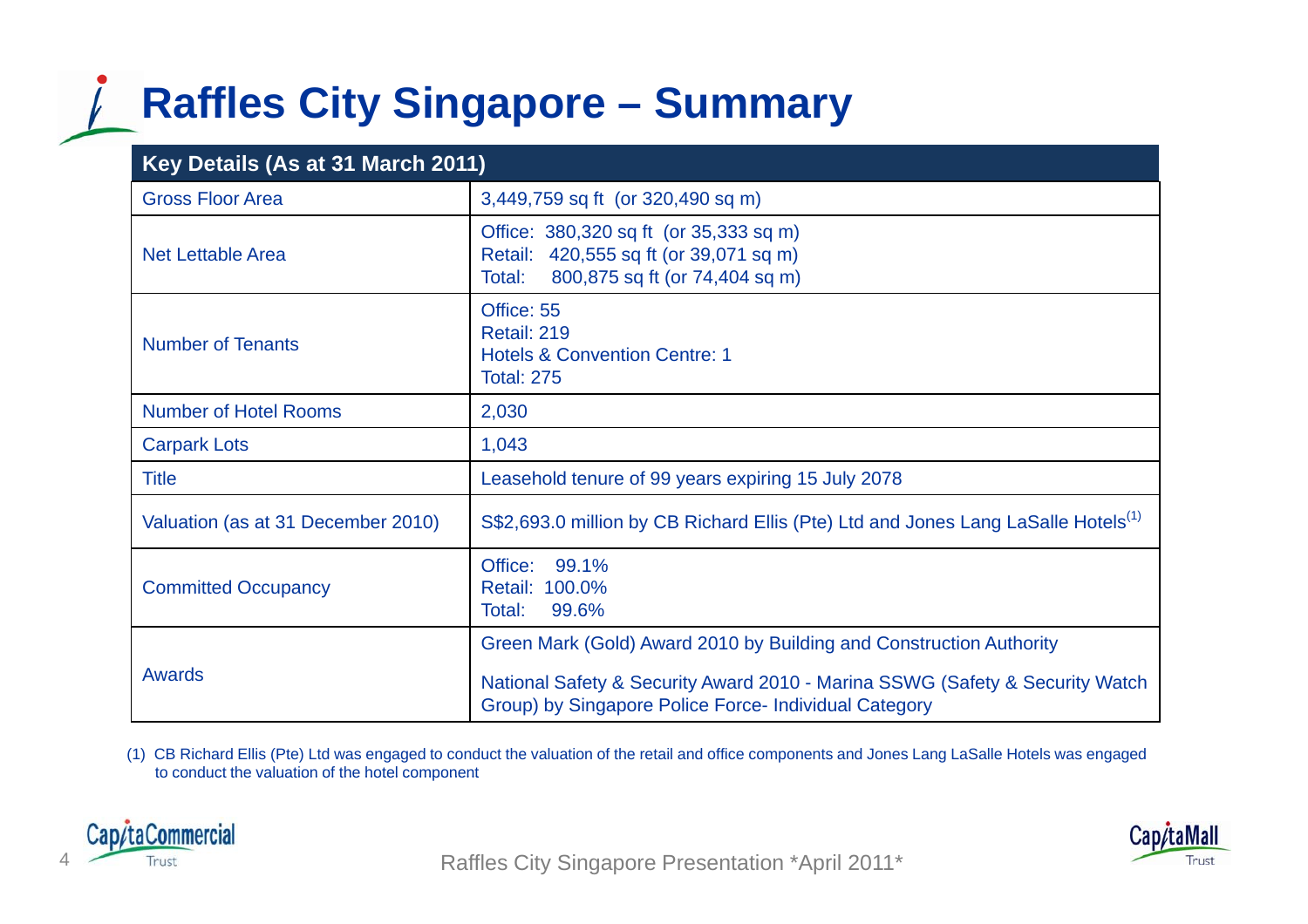# Raffles City Singapore – Summary

| Key Details (As at 31 March 2011) | |
|---|---|
| Gross Floor Area | 3,449,759 sq ft (or 320,490 sq m) |
| Net Lettable Area | Office: 380,320 sq ft (or 35,333 sq m)<br>Retail: 420,555 sq ft (or 39,071 sq m)<br>Total: 800,875 sq ft (or 74,404 sq m) |
| Number of Tenants | Office: 55<br>Retail: 219<br>Hotels & Convention Centre: 1<br>Total: 275 |
| Number of Hotel Rooms | 2,030 |
| Carpark Lots | 1,043 |
| Title | Leasehold tenure of 99 years expiring 15 July 2078 |
| Valuation (as at 31 December 2010) | S$2,693.0 million by CB Richard Ellis (Pte) Ltd and Jones Lang LaSalle Hotels(1) |
| Committed Occupancy | Office: 99.1%<br>Retail: 100.0%<br>Total: 99.6% |
| Awards | Green Mark (Gold) Award 2010 by Building and Construction Authority<br><br>National Safety & Security Award 2010 - Marina SSWG (Safety & Security Watch Group) by Singapore Police Force- Individual Category |

(1) CB Richard Ellis (Pte) Ltd was engaged to conduct the valuation of the retail and office components and Jones Lang LaSalle Hotels was engaged to conduct the valuation of the hotel component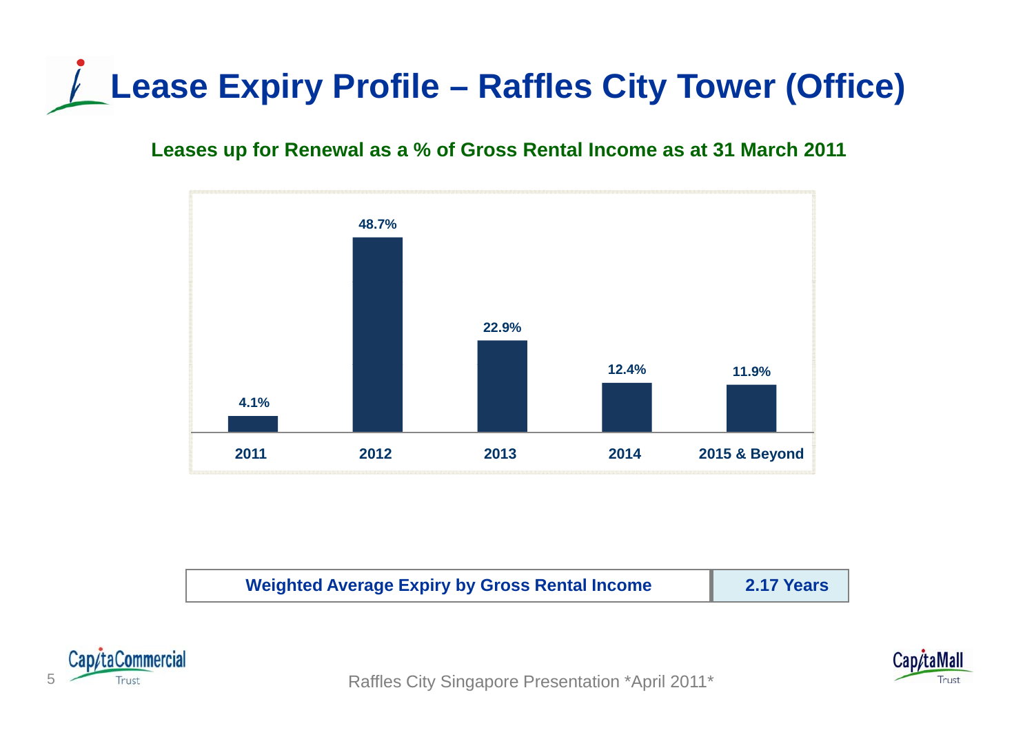# Lease Expiry Profile – Raffles City Tower (Office)

**Leases up for Renewal as a % of Gross Rental Income as at 31 March 2011**

| Year | % of Gross Rental Income |
|---|---|
| 2011 | 4.1% |
| 2012 | 48.7% |
| 2013 | 22.9% |
| 2014 | 12.4% |
| 2015 & Beyond | 11.9% |

| Weighted Average Expiry by Gross Rental Income | 2.17 Years |
|---|---|

Raffles City Singapore Presentation *April 2011*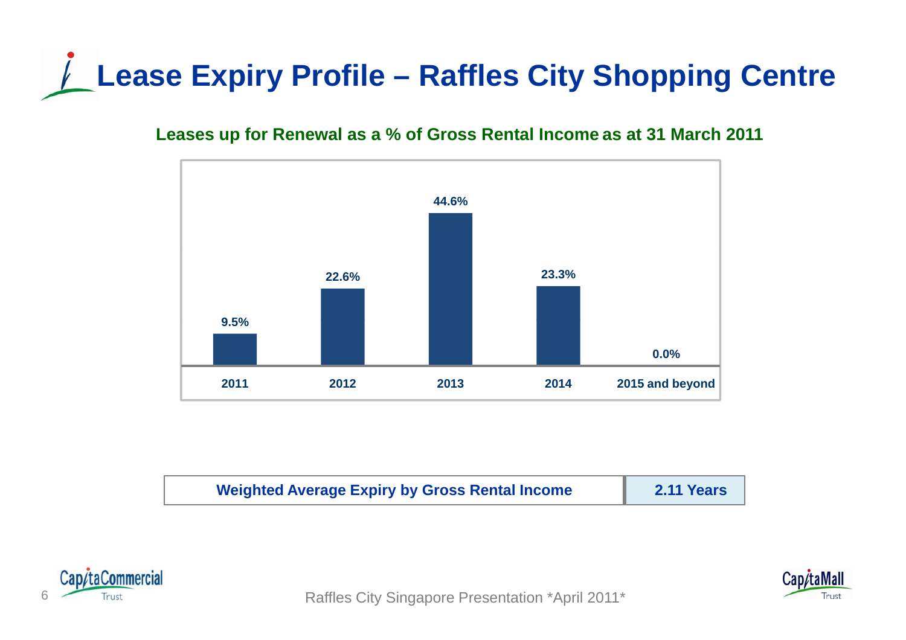# Lease Expiry Profile – Raffles City Shopping Centre

**Leases up for Renewal as a % of Gross Rental Income as at 31 March 2011**

9.5%
22.6%
44.6%
23.3%
0.0%

2011
2012
2013
2014
2015 and beyond

| | |
|---|---|
| **Weighted Average Expiry by Gross Rental Income** | **2.11 Years** |

Raffles City Singapore Presentation *April 2011*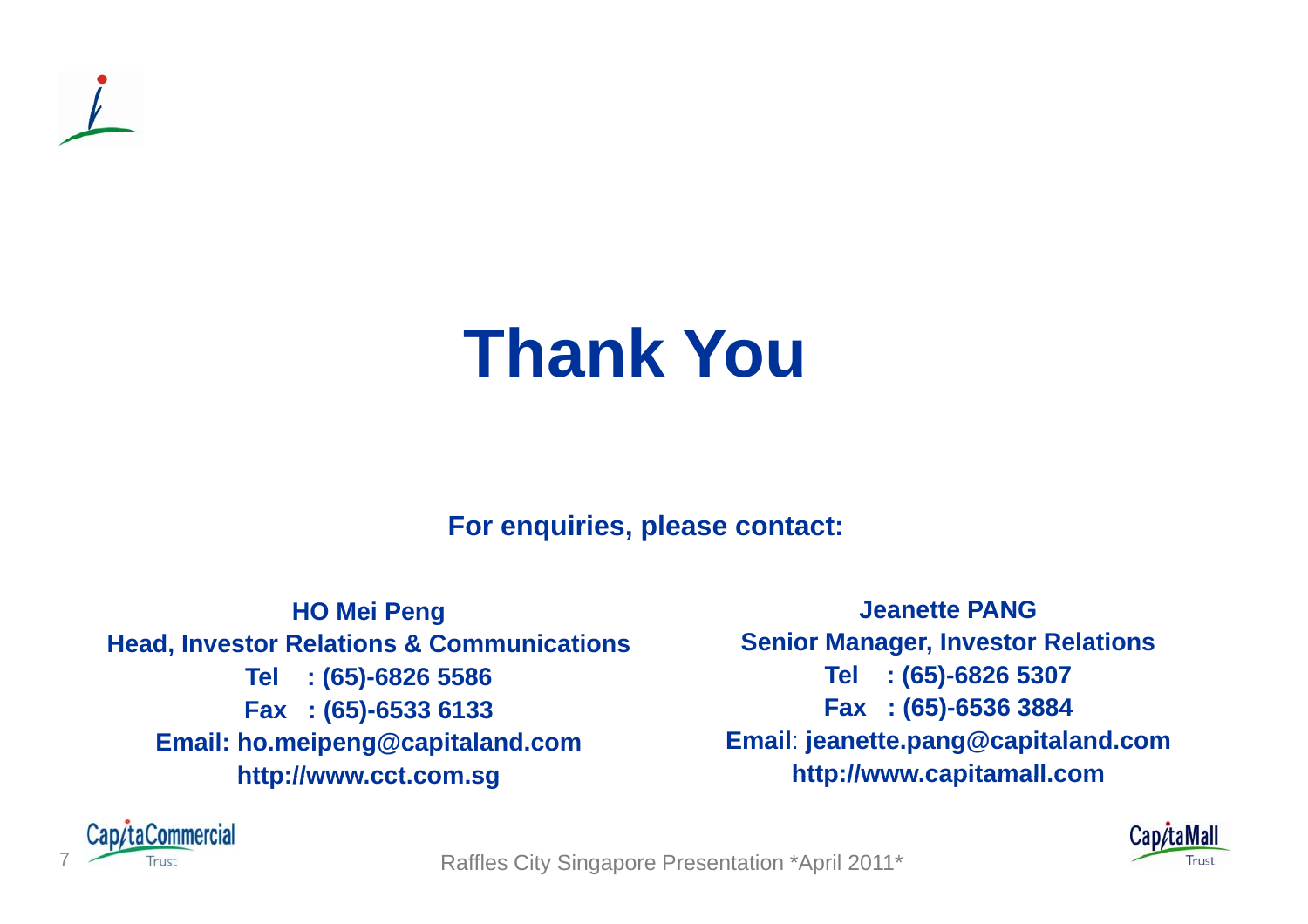# Thank You

**For enquiries, please contact:**

**HO Mei Peng**
**Head, Investor Relations & Communications**
**Tel : (65)-6826 5586**
**Fax : (65)-6533 6133**
**Email: ho.meipeng@capitaland.com**
**http://www.cct.com.sg**

**Jeanette PANG**
**Senior Manager, Investor Relations**
**Tel : (65)-6826 5307**
**Fax : (65)-6536 3884**
**Email: jeanette.pang@capitaland.com**
**http://www.capitamall.com**